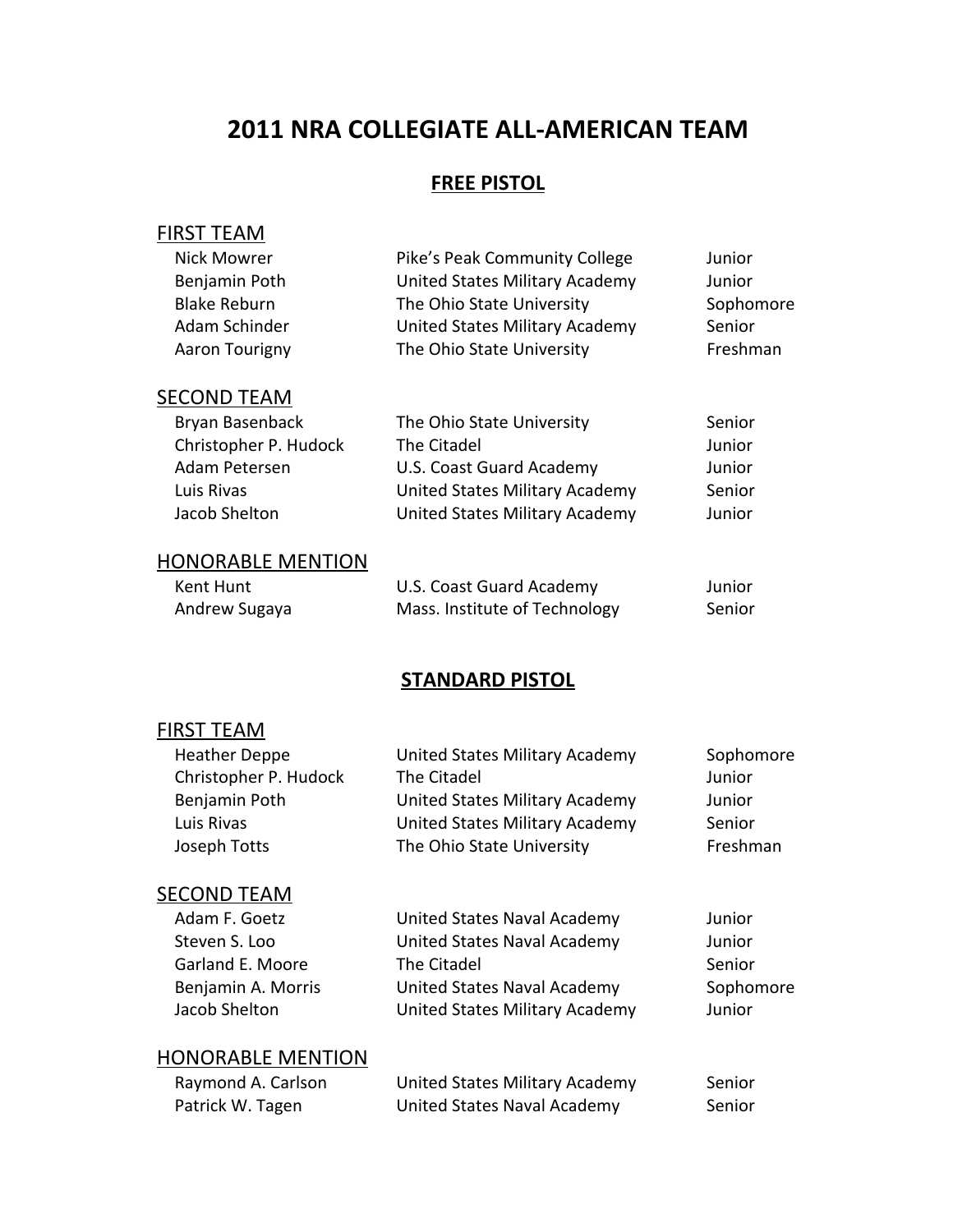# 2011 NRA COLLEGIATE ALL-AMERICAN TEAM

## FREE PISTOL

### FIRST TEAM

| | | |
|---|---|---|
| Nick Mowrer | Pike's Peak Community College | Junior |
| Benjamin Poth | United States Military Academy | Junior |
| Blake Reburn | The Ohio State University | Sophomore |
| Adam Schinder | United States Military Academy | Senior |
| Aaron Tourigny | The Ohio State University | Freshman |

### SECOND TEAM

| | | |
|---|---|---|
| Bryan Basenback | The Ohio State University | Senior |
| Christopher P. Hudock | The Citadel | Junior |
| Adam Petersen | U.S. Coast Guard Academy | Junior |
| Luis Rivas | United States Military Academy | Senior |
| Jacob Shelton | United States Military Academy | Junior |

### HONORABLE MENTION

| | | |
|---|---|---|
| Kent Hunt | U.S. Coast Guard Academy | Junior |
| Andrew Sugaya | Mass. Institute of Technology | Senior |

## STANDARD PISTOL

### FIRST TEAM

| | | |
|---|---|---|
| Heather Deppe | United States Military Academy | Sophomore |
| Christopher P. Hudock | The Citadel | Junior |
| Benjamin Poth | United States Military Academy | Junior |
| Luis Rivas | United States Military Academy | Senior |
| Joseph Totts | The Ohio State University | Freshman |

### SECOND TEAM

| | | |
|---|---|---|
| Adam F. Goetz | United States Naval Academy | Junior |
| Steven S. Loo | United States Naval Academy | Junior |
| Garland E. Moore | The Citadel | Senior |
| Benjamin A. Morris | United States Naval Academy | Sophomore |
| Jacob Shelton | United States Military Academy | Junior |

### HONORABLE MENTION

| | | |
|---|---|---|
| Raymond A. Carlson | United States Military Academy | Senior |
| Patrick W. Tagen | United States Naval Academy | Senior |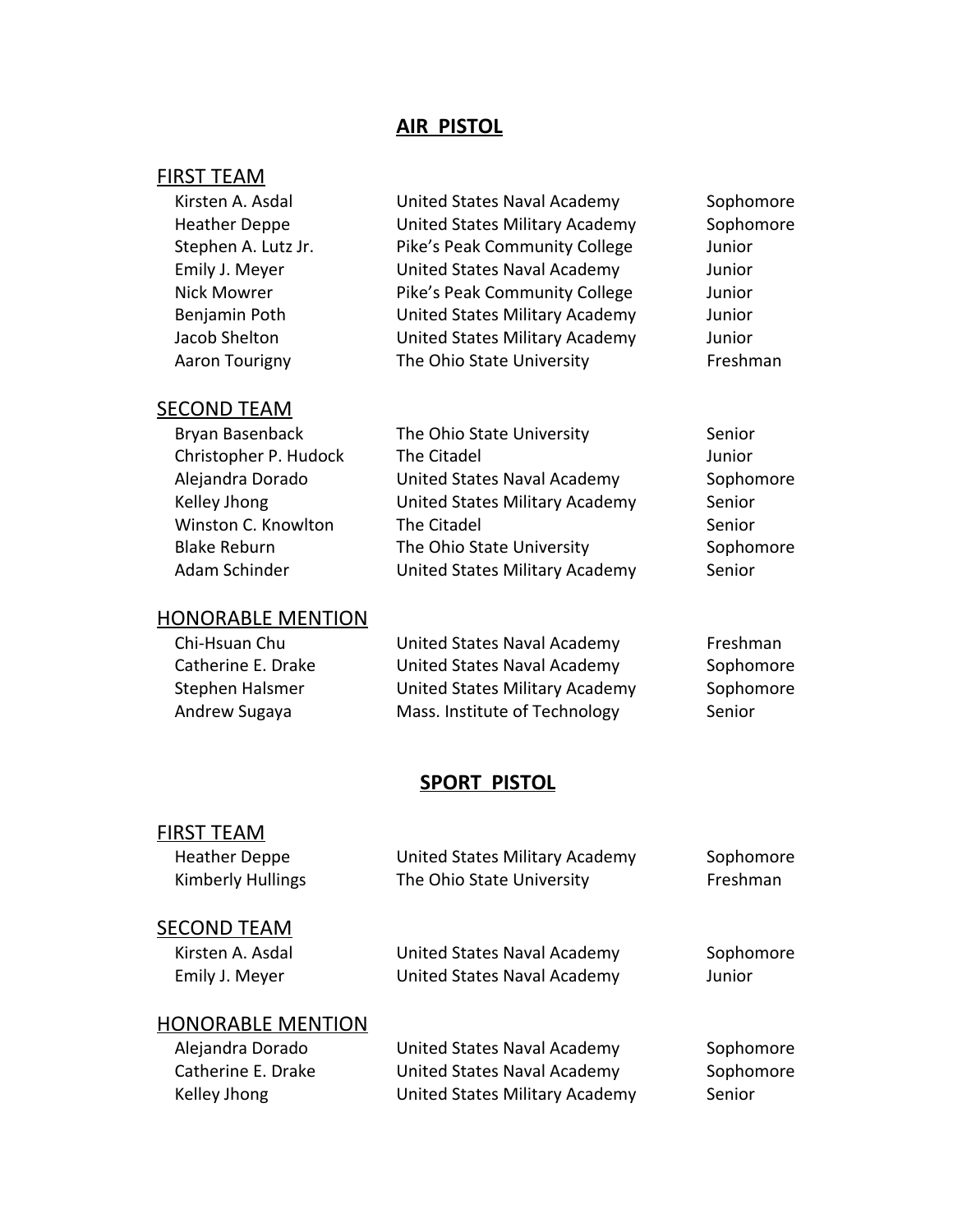## AIR PISTOL

### FIRST TEAM

| Name | School | Class |
|---|---|---|
| Kirsten A. Asdal | United States Naval Academy | Sophomore |
| Heather Deppe | United States Military Academy | Sophomore |
| Stephen A. Lutz Jr. | Pike's Peak Community College | Junior |
| Emily J. Meyer | United States Naval Academy | Junior |
| Nick Mowrer | Pike's Peak Community College | Junior |
| Benjamin Poth | United States Military Academy | Junior |
| Jacob Shelton | United States Military Academy | Junior |
| Aaron Tourigny | The Ohio State University | Freshman |

### SECOND TEAM

| Name | School | Class |
|---|---|---|
| Bryan Basenback | The Ohio State University | Senior |
| Christopher P. Hudock | The Citadel | Junior |
| Alejandra Dorado | United States Naval Academy | Sophomore |
| Kelley Jhong | United States Military Academy | Senior |
| Winston C. Knowlton | The Citadel | Senior |
| Blake Reburn | The Ohio State University | Sophomore |
| Adam Schinder | United States Military Academy | Senior |

### HONORABLE MENTION

| Name | School | Class |
|---|---|---|
| Chi-Hsuan Chu | United States Naval Academy | Freshman |
| Catherine E. Drake | United States Naval Academy | Sophomore |
| Stephen Halsmer | United States Military Academy | Sophomore |
| Andrew Sugaya | Mass. Institute of Technology | Senior |

## SPORT PISTOL

### FIRST TEAM

| Name | School | Class |
|---|---|---|
| Heather Deppe | United States Military Academy | Sophomore |
| Kimberly Hullings | The Ohio State University | Freshman |

### SECOND TEAM

| Name | School | Class |
|---|---|---|
| Kirsten A. Asdal | United States Naval Academy | Sophomore |
| Emily J. Meyer | United States Naval Academy | Junior |

### HONORABLE MENTION

| Name | School | Class |
|---|---|---|
| Alejandra Dorado | United States Naval Academy | Sophomore |
| Catherine E. Drake | United States Naval Academy | Sophomore |
| Kelley Jhong | United States Military Academy | Senior |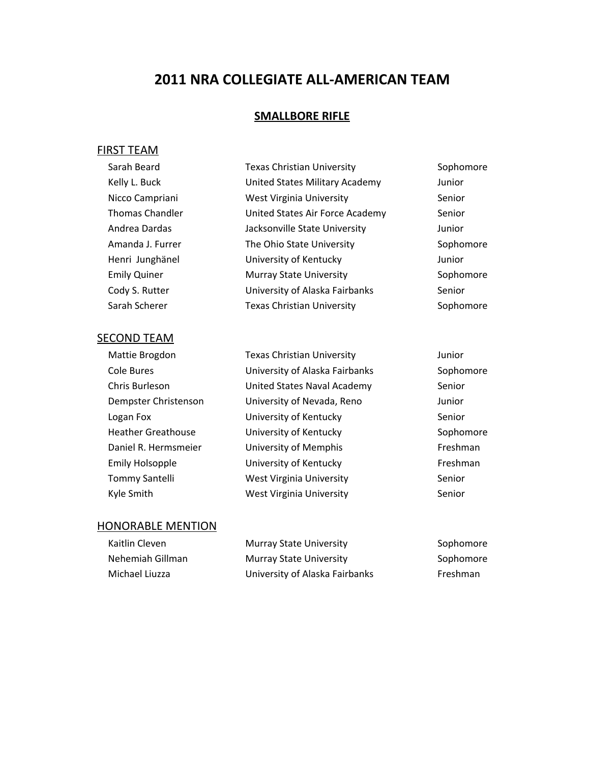# 2011 NRA COLLEGIATE ALL-AMERICAN TEAM

## SMALLBORE RIFLE

### FIRST TEAM

| | | |
|---|---|---|
| Sarah Beard | Texas Christian University | Sophomore |
| Kelly L. Buck | United States Military Academy | Junior |
| Nicco Campriani | West Virginia University | Senior |
| Thomas Chandler | United States Air Force Academy | Senior |
| Andrea Dardas | Jacksonville State University | Junior |
| Amanda J. Furrer | The Ohio State University | Sophomore |
| Henri Junghänel | University of Kentucky | Junior |
| Emily Quiner | Murray State University | Sophomore |
| Cody S. Rutter | University of Alaska Fairbanks | Senior |
| Sarah Scherer | Texas Christian University | Sophomore |

### SECOND TEAM

| | | |
|---|---|---|
| Mattie Brogdon | Texas Christian University | Junior |
| Cole Bures | University of Alaska Fairbanks | Sophomore |
| Chris Burleson | United States Naval Academy | Senior |
| Dempster Christenson | University of Nevada, Reno | Junior |
| Logan Fox | University of Kentucky | Senior |
| Heather Greathouse | University of Kentucky | Sophomore |
| Daniel R. Hermsmeier | University of Memphis | Freshman |
| Emily Holsopple | University of Kentucky | Freshman |
| Tommy Santelli | West Virginia University | Senior |
| Kyle Smith | West Virginia University | Senior |

### HONORABLE MENTION

| | | |
|---|---|---|
| Kaitlin Cleven | Murray State University | Sophomore |
| Nehemiah Gillman | Murray State University | Sophomore |
| Michael Liuzza | University of Alaska Fairbanks | Freshman |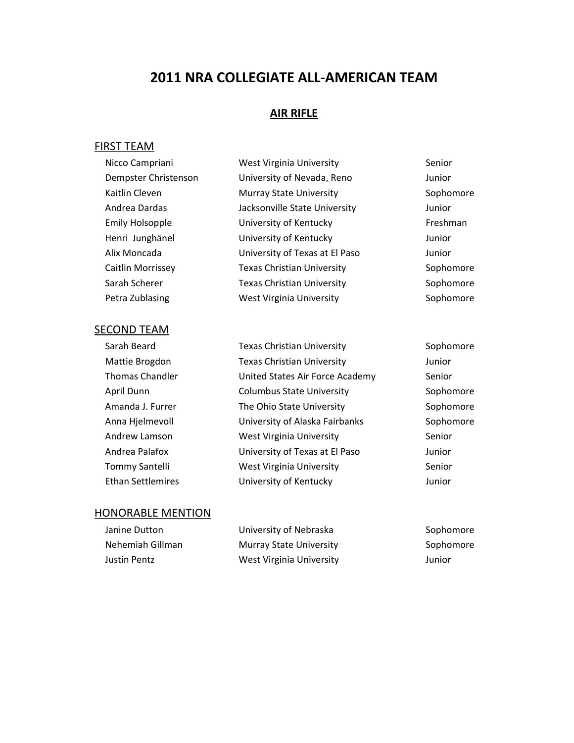# 2011 NRA COLLEGIATE ALL-AMERICAN TEAM

## AIR RIFLE

### FIRST TEAM

| | | |
|---|---|---|
| Nicco Campriani | West Virginia University | Senior |
| Dempster Christenson | University of Nevada, Reno | Junior |
| Kaitlin Cleven | Murray State University | Sophomore |
| Andrea Dardas | Jacksonville State University | Junior |
| Emily Holsopple | University of Kentucky | Freshman |
| Henri Junghänel | University of Kentucky | Junior |
| Alix Moncada | University of Texas at El Paso | Junior |
| Caitlin Morrissey | Texas Christian University | Sophomore |
| Sarah Scherer | Texas Christian University | Sophomore |
| Petra Zublasing | West Virginia University | Sophomore |

### SECOND TEAM

| | | |
|---|---|---|
| Sarah Beard | Texas Christian University | Sophomore |
| Mattie Brogdon | Texas Christian University | Junior |
| Thomas Chandler | United States Air Force Academy | Senior |
| April Dunn | Columbus State University | Sophomore |
| Amanda J. Furrer | The Ohio State University | Sophomore |
| Anna Hjelmevoll | University of Alaska Fairbanks | Sophomore |
| Andrew Lamson | West Virginia University | Senior |
| Andrea Palafox | University of Texas at El Paso | Junior |
| Tommy Santelli | West Virginia University | Senior |
| Ethan Settlemires | University of Kentucky | Junior |

### HONORABLE MENTION

| | | |
|---|---|---|
| Janine Dutton | University of Nebraska | Sophomore |
| Nehemiah Gillman | Murray State University | Sophomore |
| Justin Pentz | West Virginia University | Junior |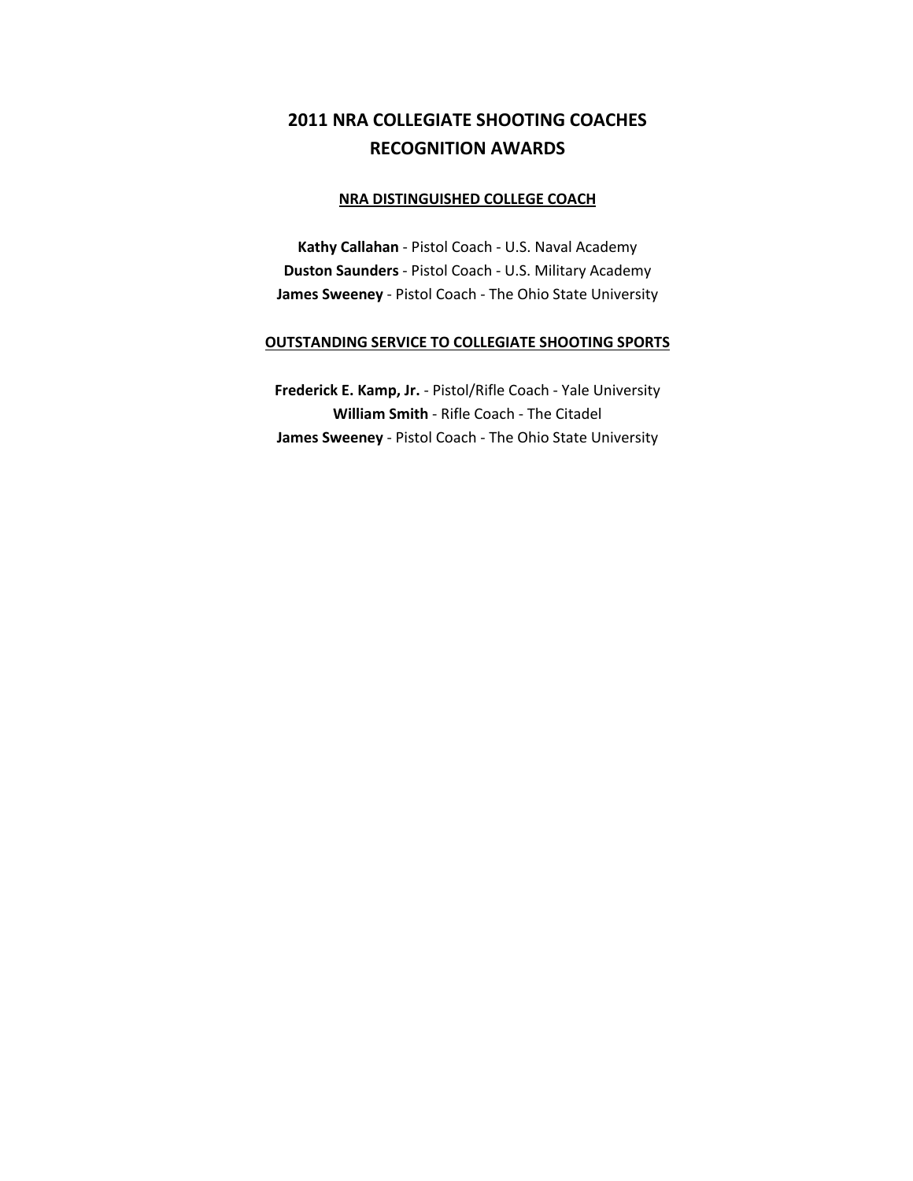# 2011 NRA COLLEGIATE SHOOTING COACHES RECOGNITION AWARDS

## NRA DISTINGUISHED COLLEGE COACH

**Kathy Callahan** - Pistol Coach - U.S. Naval Academy
**Duston Saunders** - Pistol Coach - U.S. Military Academy
**James Sweeney** - Pistol Coach - The Ohio State University

## OUTSTANDING SERVICE TO COLLEGIATE SHOOTING SPORTS

**Frederick E. Kamp, Jr.** - Pistol/Rifle Coach - Yale University
**William Smith** - Rifle Coach - The Citadel
**James Sweeney** - Pistol Coach - The Ohio State University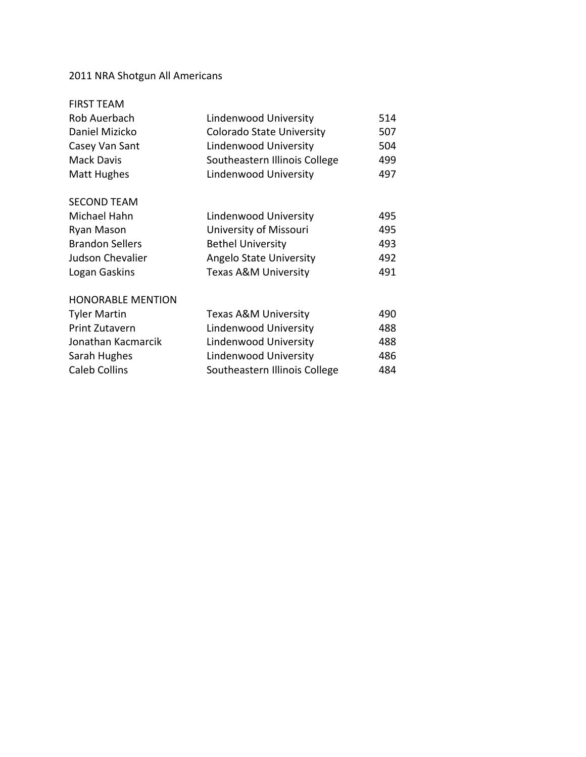# 2011 NRA Shotgun All Americans

## FIRST TEAM

| | | |
|---|---|---|
| Rob Auerbach | Lindenwood University | 514 |
| Daniel Mizicko | Colorado State University | 507 |
| Casey Van Sant | Lindenwood University | 504 |
| Mack Davis | Southeastern Illinois College | 499 |
| Matt Hughes | Lindenwood University | 497 |

## SECOND TEAM

| | | |
|---|---|---|
| Michael Hahn | Lindenwood University | 495 |
| Ryan Mason | University of Missouri | 495 |
| Brandon Sellers | Bethel University | 493 |
| Judson Chevalier | Angelo State University | 492 |
| Logan Gaskins | Texas A&M University | 491 |

## HONORABLE MENTION

| | | |
|---|---|---|
| Tyler Martin | Texas A&M University | 490 |
| Print Zutavern | Lindenwood University | 488 |
| Jonathan Kacmarcik | Lindenwood University | 488 |
| Sarah Hughes | Lindenwood University | 486 |
| Caleb Collins | Southeastern Illinois College | 484 |